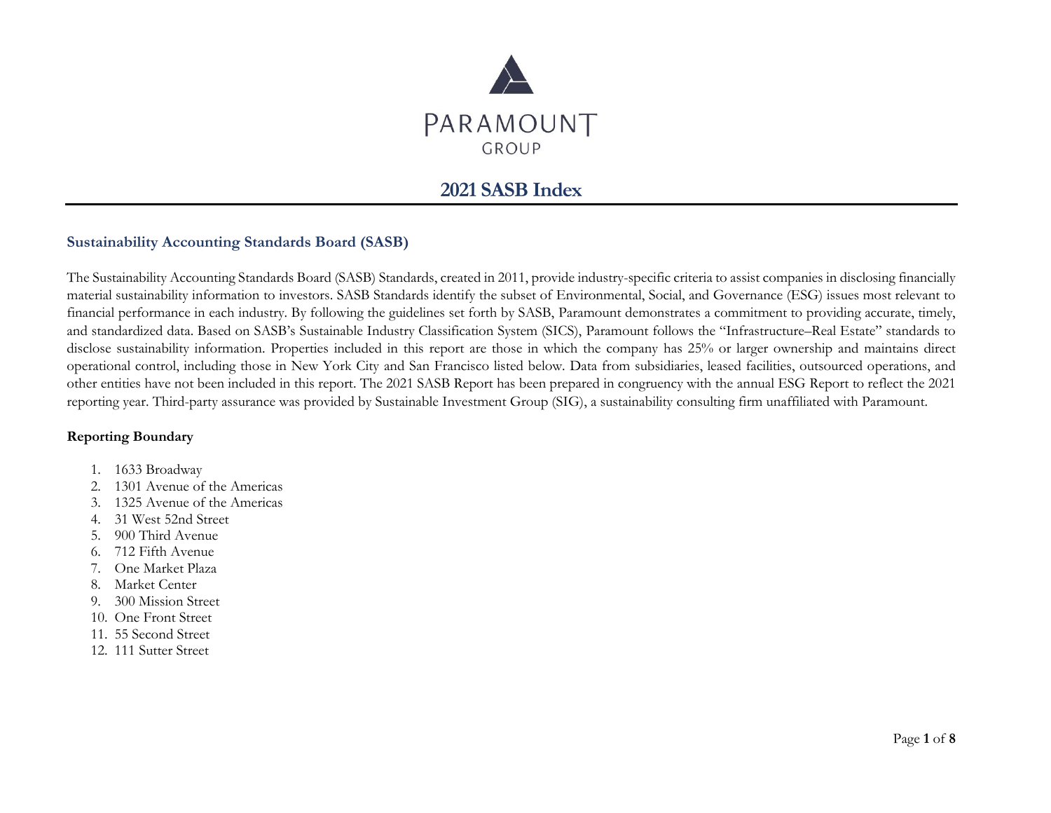PARAMOUNT

GROUP

# 2021 SASB Index

## Sustainability Accounting Standards Board (SASB)

The Sustainability Accounting Standards Board (SASB) Standards, created in 2011, provide industry-specific criteria to assist companies in disclosing financially material sustainability information to investors. SASB Standards identify the subset of Environmental, Social, and Governance (ESG) issues most relevant to financial performance in each industry. By following the guidelines set forth by SASB, Paramount demonstrates a commitment to providing accurate, timely, and standardized data. Based on SASB's Sustainable Industry Classification System (SICS), Paramount follows the "Infrastructure–Real Estate" standards to disclose sustainability information. Properties included in this report are those in which the company has 25% or larger ownership and maintains direct operational control, including those in New York City and San Francisco listed below. Data from subsidiaries, leased facilities, outsourced operations, and other entities have not been included in this report. The 2021 SASB Report has been prepared in congruency with the annual ESG Report to reflect the 2021 reporting year. Third-party assurance was provided by Sustainable Investment Group (SIG), a sustainability consulting firm unaffiliated with Paramount.

### Reporting Boundary

1. 1633 Broadway
2. 1301 Avenue of the Americas
3. 1325 Avenue of the Americas
4. 31 West 52nd Street
5. 900 Third Avenue
6. 712 Fifth Avenue
7. One Market Plaza
8. Market Center
9. 300 Mission Street
10. One Front Street
11. 55 Second Street
12. 111 Sutter Street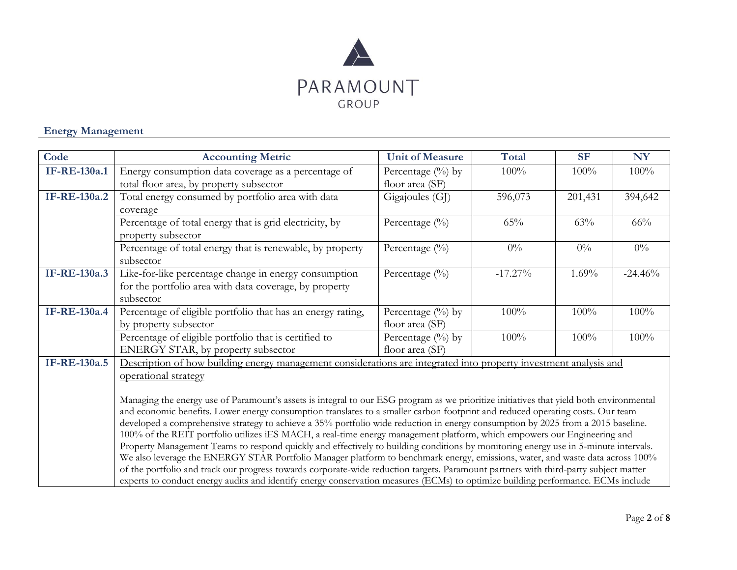## Energy Management

| Code | Accounting Metric | Unit of Measure | Total | SF | NY |
|---|---|---|---|---|---|
| IF-RE-130a.1 | Energy consumption data coverage as a percentage of total floor area, by property subsector | Percentage (%) by floor area (SF) | 100% | 100% | 100% |
| IF-RE-130a.2 | Total energy consumed by portfolio area with data coverage | Gigajoules (GJ) | 596,073 | 201,431 | 394,642 |
| | Percentage of total energy that is grid electricity, by property subsector | Percentage (%) | 65% | 63% | 66% |
| | Percentage of total energy that is renewable, by property subsector | Percentage (%) | 0% | 0% | 0% |
| IF-RE-130a.3 | Like-for-like percentage change in energy consumption for the portfolio area with data coverage, by property subsector | Percentage (%) | -17.27% | 1.69% | -24.46% |
| IF-RE-130a.4 | Percentage of eligible portfolio that has an energy rating, by property subsector | Percentage (%) by floor area (SF) | 100% | 100% | 100% |
| | Percentage of eligible portfolio that is certified to ENERGY STAR, by property subsector | Percentage (%) by floor area (SF) | 100% | 100% | 100% |
| IF-RE-130a.5 | Description of how building energy management considerations are integrated into property investment analysis and operational strategy<br><br>Managing the energy use of Paramount's assets is integral to our ESG program as we prioritize initiatives that yield both environmental and economic benefits. Lower energy consumption translates to a smaller carbon footprint and reduced operating costs. Our team developed a comprehensive strategy to achieve a 35% portfolio wide reduction in energy consumption by 2025 from a 2015 baseline. 100% of the REIT portfolio utilizes iES MACH, a real-time energy management platform, which empowers our Engineering and Property Management Teams to respond quickly and effectively to building conditions by monitoring energy use in 5-minute intervals. We also leverage the ENERGY STAR Portfolio Manager platform to benchmark energy, emissions, water, and waste data across 100% of the portfolio and track our progress towards corporate-wide reduction targets. Paramount partners with third-party subject matter experts to conduct energy audits and identify energy conservation measures (ECMs) to optimize building performance. ECMs include | | | | |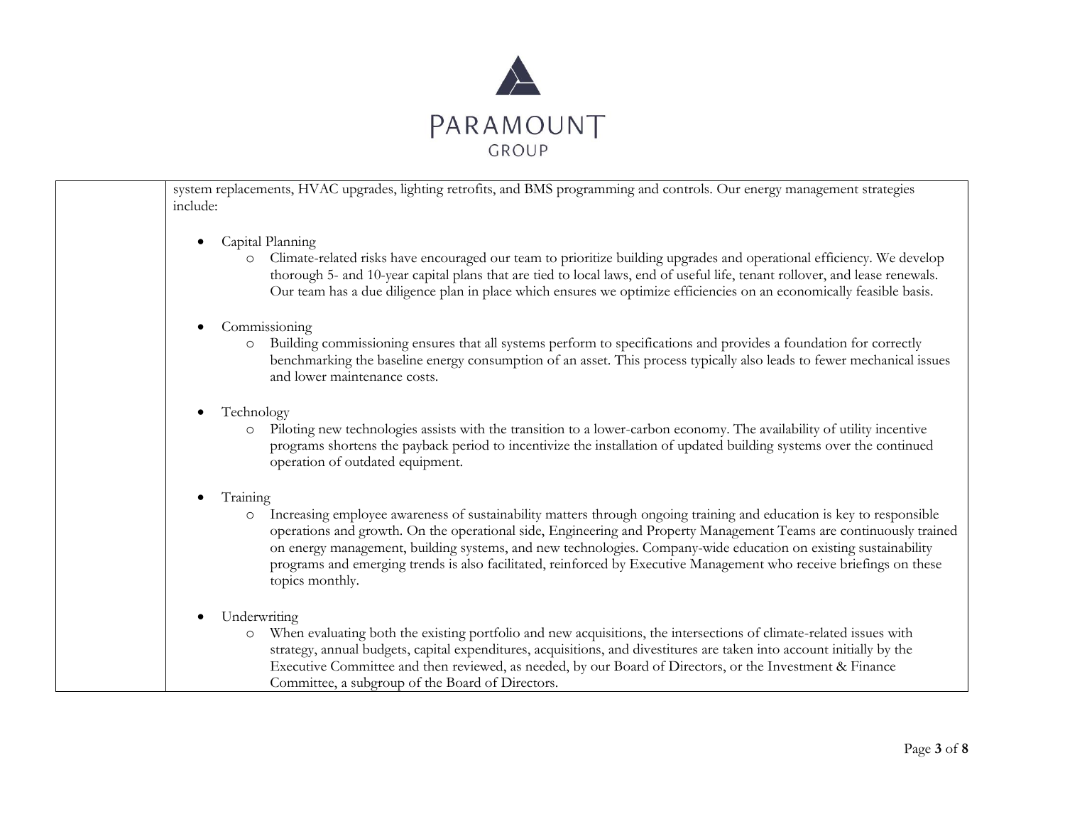| | |
|---|---|
| | system replacements, HVAC upgrades, lighting retrofits, and BMS programming and controls. Our energy management strategies include:<br><br>• Capital Planning<br>  ○ Climate-related risks have encouraged our team to prioritize building upgrades and operational efficiency. We develop thorough 5- and 10-year capital plans that are tied to local laws, end of useful life, tenant rollover, and lease renewals. Our team has a due diligence plan in place which ensures we optimize efficiencies on an economically feasible basis.<br><br>• Commissioning<br>  ○ Building commissioning ensures that all systems perform to specifications and provides a foundation for correctly benchmarking the baseline energy consumption of an asset. This process typically also leads to fewer mechanical issues and lower maintenance costs.<br><br>• Technology<br>  ○ Piloting new technologies assists with the transition to a lower-carbon economy. The availability of utility incentive programs shortens the payback period to incentivize the installation of updated building systems over the continued operation of outdated equipment.<br><br>• Training<br>  ○ Increasing employee awareness of sustainability matters through ongoing training and education is key to responsible operations and growth. On the operational side, Engineering and Property Management Teams are continuously trained on energy management, building systems, and new technologies. Company-wide education on existing sustainability programs and emerging trends is also facilitated, reinforced by Executive Management who receive briefings on these topics monthly.<br><br>• Underwriting<br>  ○ When evaluating both the existing portfolio and new acquisitions, the intersections of climate-related issues with strategy, annual budgets, capital expenditures, acquisitions, and divestitures are taken into account initially by the Executive Committee and then reviewed, as needed, by our Board of Directors, or the Investment & Finance Committee, a subgroup of the Board of Directors. |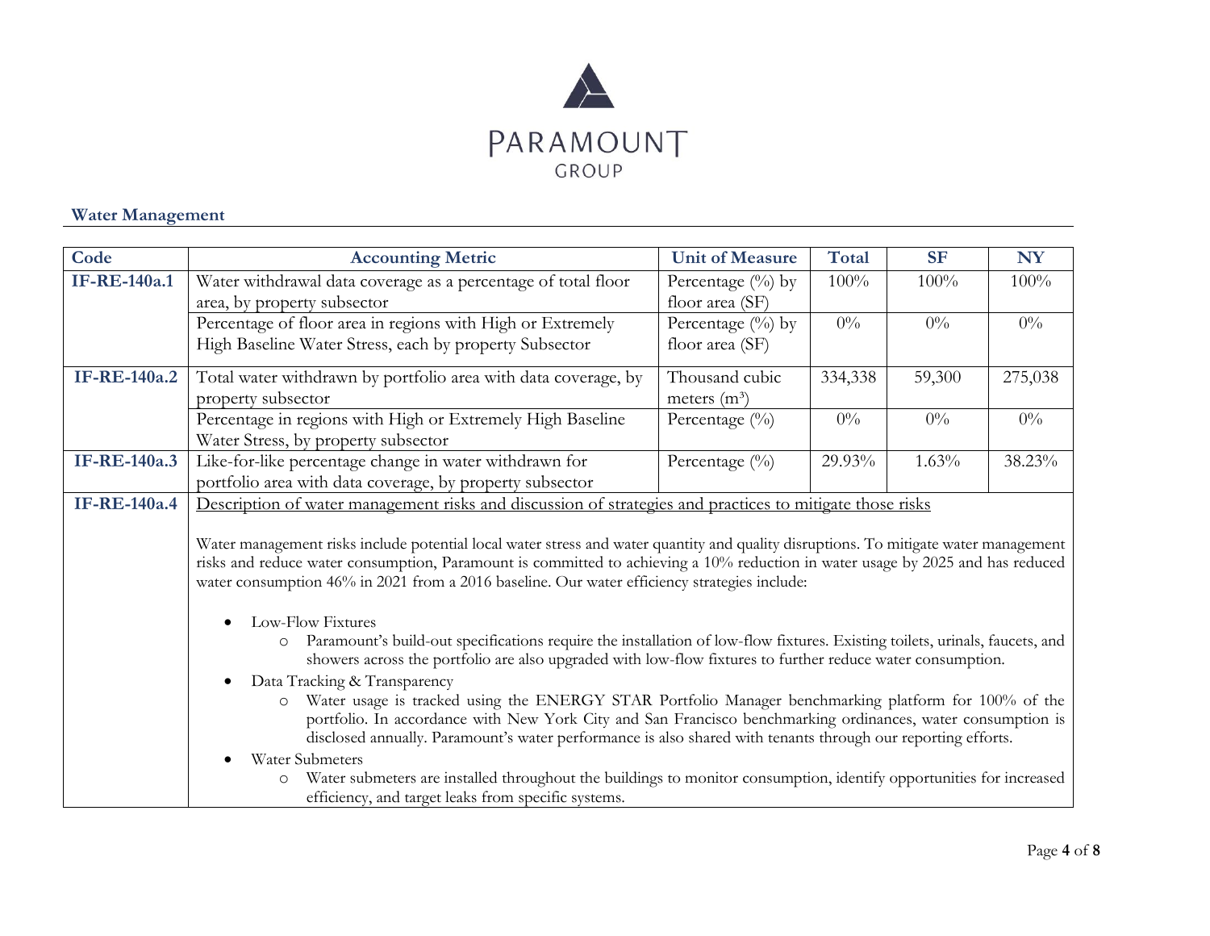## Water Management

| Code | Accounting Metric | Unit of Measure | Total | SF | NY |
|---|---|---|---|---|---|
| **IF-RE-140a.1** | Water withdrawal data coverage as a percentage of total floor area, by property subsector | Percentage (%) by floor area (SF) | 100% | 100% | 100% |
| | Percentage of floor area in regions with High or Extremely High Baseline Water Stress, each by property Subsector | Percentage (%) by floor area (SF) | 0% | 0% | 0% |
| **IF-RE-140a.2** | Total water withdrawn by portfolio area with data coverage, by property subsector | Thousand cubic meters ($m^3$) | 334,338 | 59,300 | 275,038 |
| | Percentage in regions with High or Extremely High Baseline Water Stress, by property subsector | Percentage (%) | 0% | 0% | 0% |
| **IF-RE-140a.3** | Like-for-like percentage change in water withdrawn for portfolio area with data coverage, by property subsector | Percentage (%) | 29.93% | 1.63% | 38.23% |
| **IF-RE-140a.4** | Description of water management risks and discussion of strategies and practices to mitigate those risks<br><br>Water management risks include potential local water stress and water quantity and quality disruptions. To mitigate water management risks and reduce water consumption, Paramount is committed to achieving a 10% reduction in water usage by 2025 and has reduced water consumption 46% in 2021 from a 2016 baseline. Our water efficiency strategies include:<br><br>• Low-Flow Fixtures<br>  ○ Paramount's build-out specifications require the installation of low-flow fixtures. Existing toilets, urinals, faucets, and showers across the portfolio are also upgraded with low-flow fixtures to further reduce water consumption.<br>• Data Tracking & Transparency<br>  ○ Water usage is tracked using the ENERGY STAR Portfolio Manager benchmarking platform for 100% of the portfolio. In accordance with New York City and San Francisco benchmarking ordinances, water consumption is disclosed annually. Paramount's water performance is also shared with tenants through our reporting efforts.<br>• Water Submeters<br>  ○ Water submeters are installed throughout the buildings to monitor consumption, identify opportunities for increased efficiency, and target leaks from specific systems. | | | | |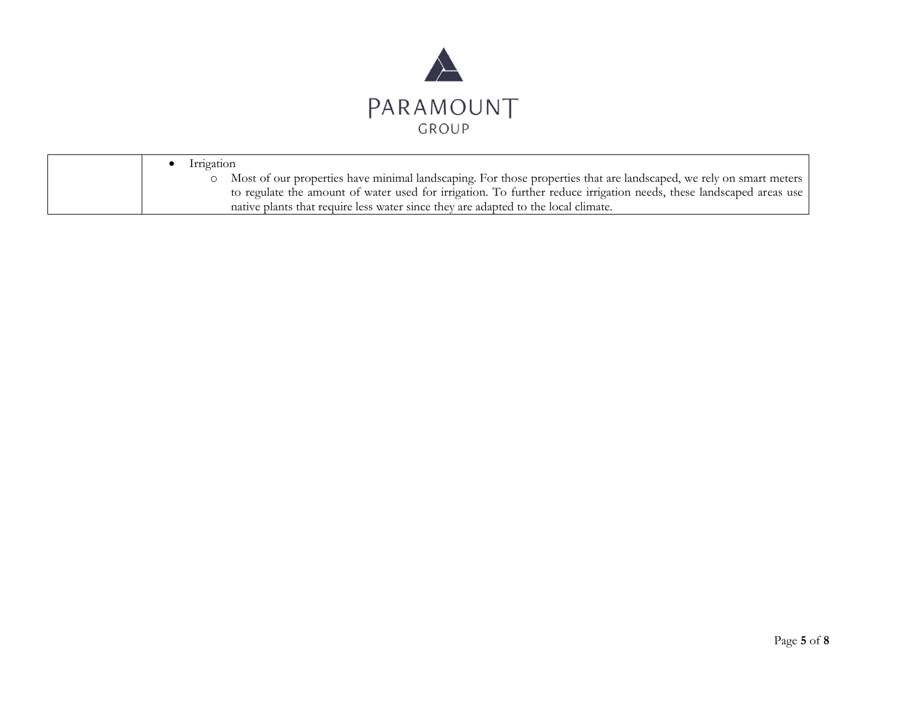|  |  |
| --- | --- |
|  | • Irrigation<br>  ○ Most of our properties have minimal landscaping. For those properties that are landscaped, we rely on smart meters to regulate the amount of water used for irrigation. To further reduce irrigation needs, these landscaped areas use native plants that require less water since they are adapted to the local climate. |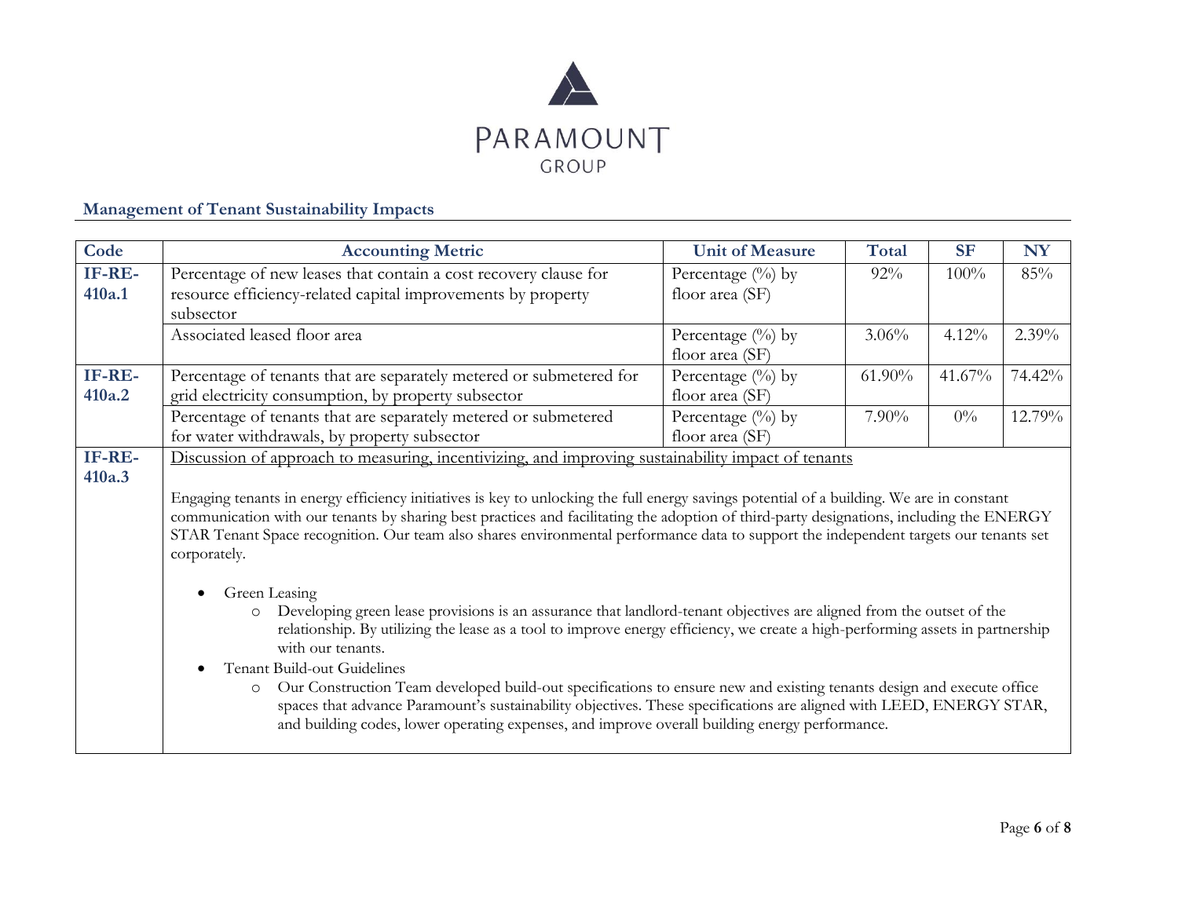PARAMOUNT
GROUP

## Management of Tenant Sustainability Impacts

| Code | Accounting Metric | Unit of Measure | Total | SF | NY |
|---|---|---|---|---|---|
| IF-RE-410a.1 | Percentage of new leases that contain a cost recovery clause for resource efficiency-related capital improvements by property subsector | Percentage (%) by floor area (SF) | 92% | 100% | 85% |
| | Associated leased floor area | Percentage (%) by floor area (SF) | 3.06% | 4.12% | 2.39% |
| IF-RE-410a.2 | Percentage of tenants that are separately metered or submetered for grid electricity consumption, by property subsector | Percentage (%) by floor area (SF) | 61.90% | 41.67% | 74.42% |
| | Percentage of tenants that are separately metered or submetered for water withdrawals, by property subsector | Percentage (%) by floor area (SF) | 7.90% | 0% | 12.79% |
| IF-RE-410a.3 | Discussion of approach to measuring, incentivizing, and improving sustainability impact of tenants | | | | |

**IF-RE-410a.3** — Discussion of approach to measuring, incentivizing, and improving sustainability impact of tenants

Engaging tenants in energy efficiency initiatives is key to unlocking the full energy savings potential of a building. We are in constant communication with our tenants by sharing best practices and facilitating the adoption of third-party designations, including the ENERGY STAR Tenant Space recognition. Our team also shares environmental performance data to support the independent targets our tenants set corporately.

- Green Leasing
  - Developing green lease provisions is an assurance that landlord-tenant objectives are aligned from the outset of the relationship. By utilizing the lease as a tool to improve energy efficiency, we create a high-performing assets in partnership with our tenants.
- Tenant Build-out Guidelines
  - Our Construction Team developed build-out specifications to ensure new and existing tenants design and execute office spaces that advance Paramount's sustainability objectives. These specifications are aligned with LEED, ENERGY STAR, and building codes, lower operating expenses, and improve overall building energy performance.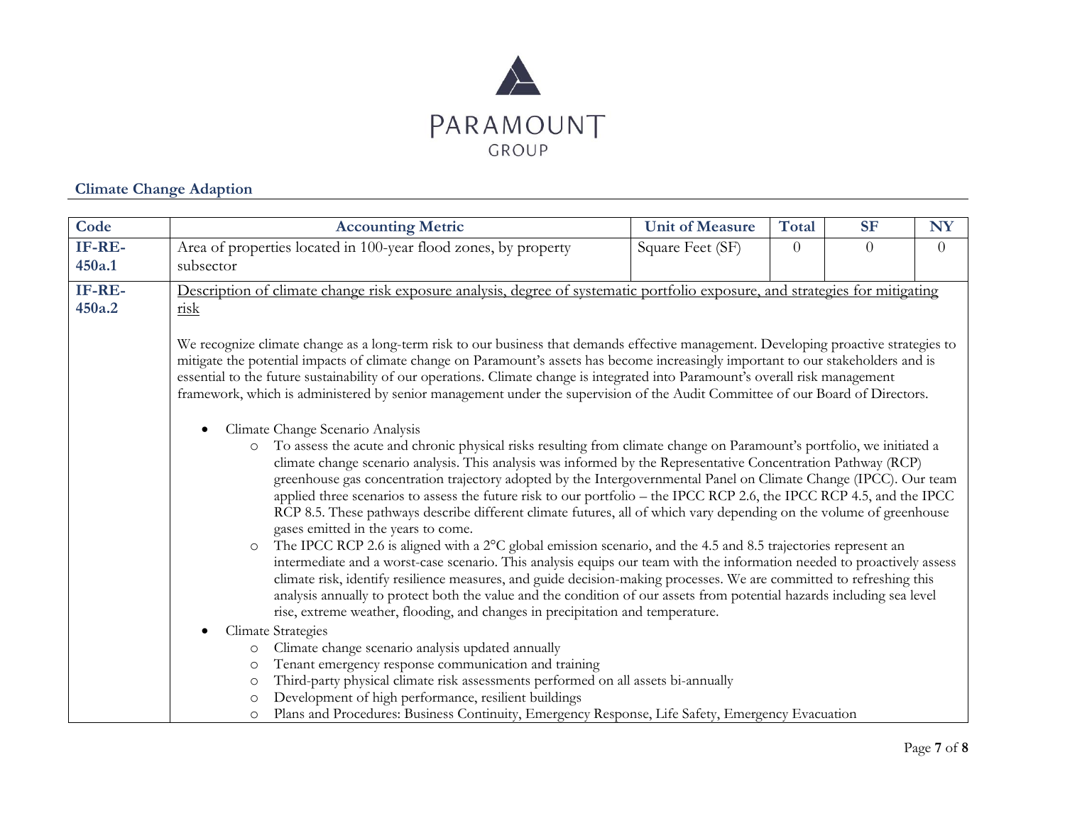PARAMOUNT GROUP

## Climate Change Adaption

| Code | Accounting Metric | Unit of Measure | Total | SF | NY |
|---|---|---|---|---|---|
| IF-RE-450a.1 | Area of properties located in 100-year flood zones, by property subsector | Square Feet (SF) | 0 | 0 | 0 |
| IF-RE-450a.2 | Description of climate change risk exposure analysis, degree of systematic portfolio exposure, and strategies for mitigating risk<br><br>We recognize climate change as a long-term risk to our business that demands effective management. Developing proactive strategies to mitigate the potential impacts of climate change on Paramount's assets has become increasingly important to our stakeholders and is essential to the future sustainability of our operations. Climate change is integrated into Paramount's overall risk management framework, which is administered by senior management under the supervision of the Audit Committee of our Board of Directors.<br><br>• Climate Change Scenario Analysis<br>  ○ To assess the acute and chronic physical risks resulting from climate change on Paramount's portfolio, we initiated a climate change scenario analysis. This analysis was informed by the Representative Concentration Pathway (RCP) greenhouse gas concentration trajectory adopted by the Intergovernmental Panel on Climate Change (IPCC). Our team applied three scenarios to assess the future risk to our portfolio – the IPCC RCP 2.6, the IPCC RCP 4.5, and the IPCC RCP 8.5. These pathways describe different climate futures, all of which vary depending on the volume of greenhouse gases emitted in the years to come.<br>  ○ The IPCC RCP 2.6 is aligned with a 2°C global emission scenario, and the 4.5 and 8.5 trajectories represent an intermediate and a worst-case scenario. This analysis equips our team with the information needed to proactively assess climate risk, identify resilience measures, and guide decision-making processes. We are committed to refreshing this analysis annually to protect both the value and the condition of our assets from potential hazards including sea level rise, extreme weather, flooding, and changes in precipitation and temperature.<br>• Climate Strategies<br>  ○ Climate change scenario analysis updated annually<br>  ○ Tenant emergency response communication and training<br>  ○ Third-party physical climate risk assessments performed on all assets bi-annually<br>  ○ Development of high performance, resilient buildings<br>  ○ Plans and Procedures: Business Continuity, Emergency Response, Life Safety, Emergency Evacuation | | | | |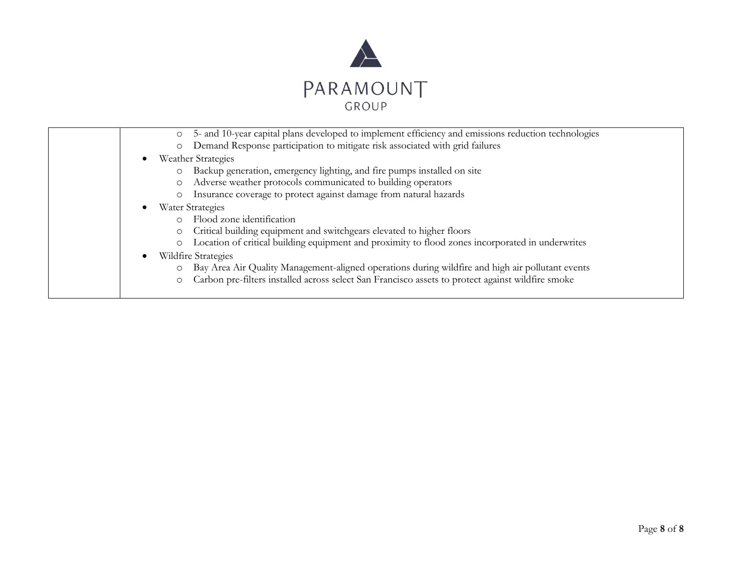| | |
|---|---|
| | <ul><li>5- and 10-year capital plans developed to implement efficiency and emissions reduction technologies</li><li>Demand Response participation to mitigate risk associated with grid failures</li></ul><ul><li>Weather Strategies<ul><li>Backup generation, emergency lighting, and fire pumps installed on site</li><li>Adverse weather protocols communicated to building operators</li><li>Insurance coverage to protect against damage from natural hazards</li></ul></li><li>Water Strategies<ul><li>Flood zone identification</li><li>Critical building equipment and switchgears elevated to higher floors</li><li>Location of critical building equipment and proximity to flood zones incorporated in underwrites</li></ul></li><li>Wildfire Strategies<ul><li>Bay Area Air Quality Management-aligned operations during wildfire and high air pollutant events</li><li>Carbon pre-filters installed across select San Francisco assets to protect against wildfire smoke</li></ul></li></ul> |